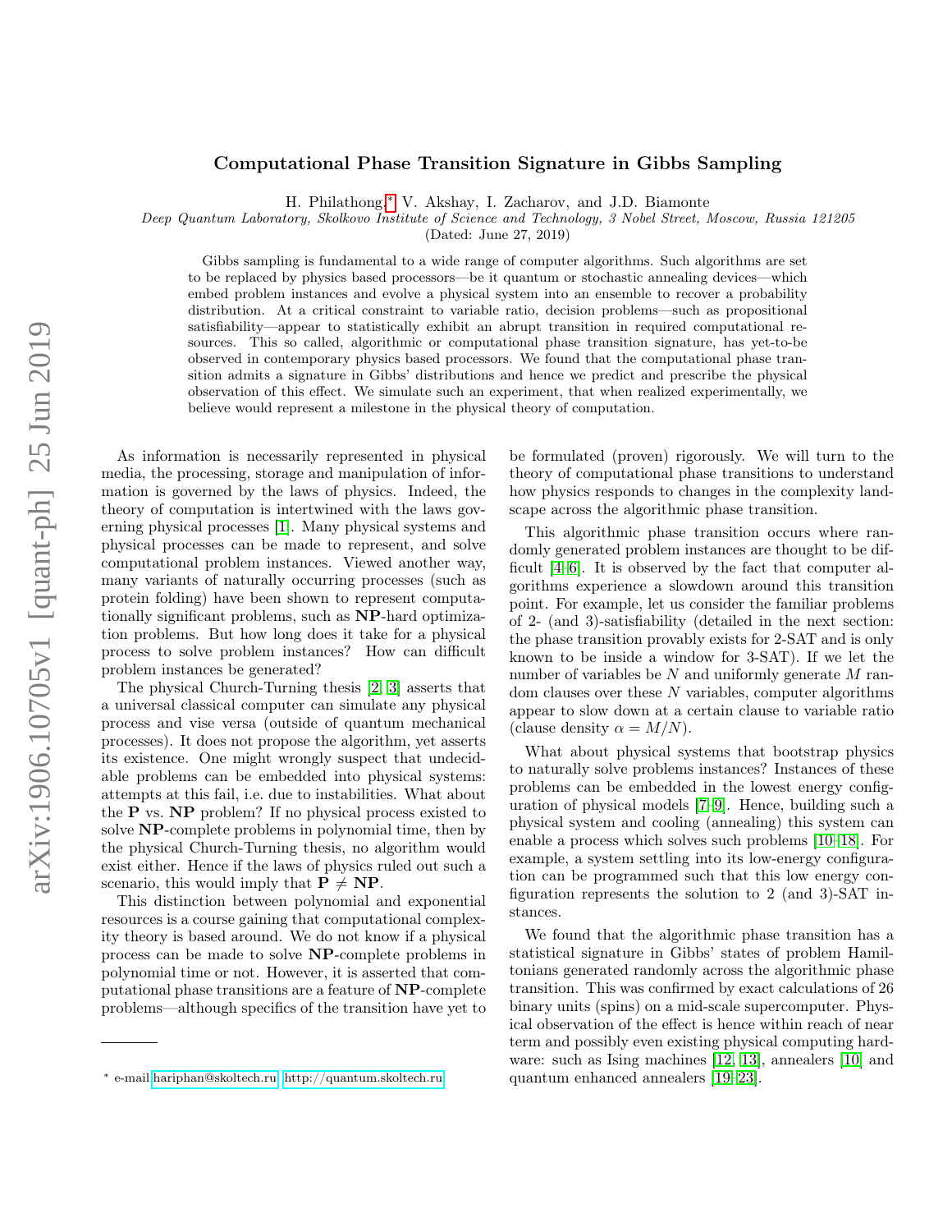# Computational Phase Transition Signature in Gibbs Sampling

H. Philathong,* V. Akshay, I. Zacharov, and J.D. Biamonte

*Deep Quantum Laboratory, Skolkovo Institute of Science and Technology, 3 Nobel Street, Moscow, Russia 121205*

(Dated: June 27, 2019)

Gibbs sampling is fundamental to a wide range of computer algorithms. Such algorithms are set to be replaced by physics based processors—be it quantum or stochastic annealing devices—which embed problem instances and evolve a physical system into an ensemble to recover a probability distribution. At a critical constraint to variable ratio, decision problems—such as propositional satisfiability—appear to statistically exhibit an abrupt transition in required computational resources. This so called, algorithmic or computational phase transition signature, has yet-to-be observed in contemporary physics based processors. We found that the computational phase transition admits a signature in Gibbs' distributions and hence we predict and prescribe the physical observation of this effect. We simulate such an experiment, that when realized experimentally, we believe would represent a milestone in the physical theory of computation.

As information is necessarily represented in physical media, the processing, storage and manipulation of information is governed by the laws of physics. Indeed, the theory of computation is intertwined with the laws governing physical processes [1]. Many physical systems and physical processes can be made to represent, and solve computational problem instances. Viewed another way, many variants of naturally occurring processes (such as protein folding) have been shown to represent computationally significant problems, such as **NP**-hard optimization problems. But how long does it take for a physical process to solve problem instances? How can difficult problem instances be generated?

The physical Church-Turing thesis [2, 3] asserts that a universal classical computer can simulate any physical process and vise versa (outside of quantum mechanical processes). It does not propose the algorithm, yet asserts its existence. One might wrongly suspect that undecidable problems can be embedded into physical systems: attempts at this fail, i.e. due to instabilities. What about the **P** vs. **NP** problem? If no physical process existed to solve **NP**-complete problems in polynomial time, then by the physical Church-Turing thesis, no algorithm would exist either. Hence if the laws of physics ruled out such a scenario, this would imply that $\mathbf{P} \neq \mathbf{NP}$.

This distinction between polynomial and exponential resources is a course gaining that computational complexity theory is based around. We do not know if a physical process can be made to solve **NP**-complete problems in polynomial time or not. However, it is asserted that computational phase transitions are a feature of **NP**-complete problems—although specifics of the transition have yet to be formulated (proven) rigorously. We will turn to the theory of computational phase transitions to understand how physics responds to changes in the complexity landscape across the algorithmic phase transition.

This algorithmic phase transition occurs where randomly generated problem instances are thought to be difficult [4–6]. It is observed by the fact that computer algorithms experience a slowdown around this transition point. For example, let us consider the familiar problems of 2- (and 3)-satisfiability (detailed in the next section: the phase transition provably exists for 2-SAT and is only known to be inside a window for 3-SAT). If we let the number of variables be $N$ and uniformly generate $M$ random clauses over these $N$ variables, computer algorithms appear to slow down at a certain clause to variable ratio (clause density $\alpha = M/N$).

What about physical systems that bootstrap physics to naturally solve problems instances? Instances of these problems can be embedded in the lowest energy configuration of physical models [7–9]. Hence, building such a physical system and cooling (annealing) this system can enable a process which solves such problems [10–18]. For example, a system settling into its low-energy configuration can be programmed such that this low energy configuration represents the solution to 2 (and 3)-SAT instances.

We found that the algorithmic phase transition has a statistical signature in Gibbs' states of problem Hamiltonians generated randomly across the algorithmic phase transition. This was confirmed by exact calculations of 26 binary units (spins) on a mid-scale supercomputer. Physical observation of the effect is hence within reach of near term and possibly even existing physical computing hardware: such as Ising machines [12, 13], annealers [10] and quantum enhanced annealers [19–23].

* e-mail: hariphan@skoltech.ru; http://quantum.skoltech.ru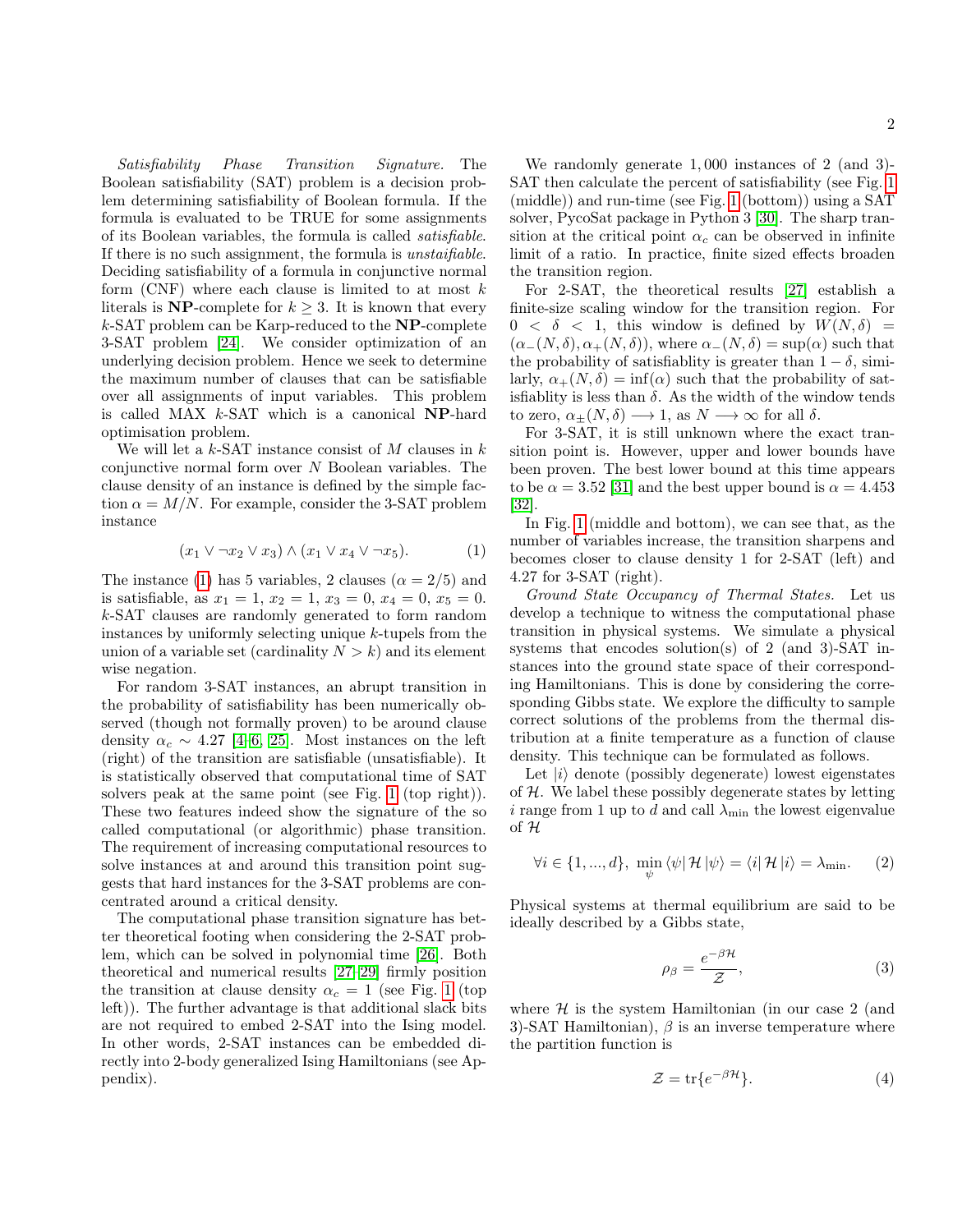*Satisfiability Phase Transition Signature.* The Boolean satisfiability (SAT) problem is a decision problem determining satisfiability of Boolean formula. If the formula is evaluated to be TRUE for some assignments of its Boolean variables, the formula is called *satisfiable*. If there is no such assignment, the formula is *unstaifiable*. Deciding satisfiability of a formula in conjunctive normal form (CNF) where each clause is limited to at most $k$ literals is **NP**-complete for $k \geq 3$. It is known that every $k$-SAT problem can be Karp-reduced to the **NP**-complete 3-SAT problem [24]. We consider optimization of an underlying decision problem. Hence we seek to determine the maximum number of clauses that can be satisfiable over all assignments of input variables. This problem is called MAX $k$-SAT which is a canonical **NP**-hard optimisation problem.

We will let a $k$-SAT instance consist of $M$ clauses in $k$ conjunctive normal form over $N$ Boolean variables. The clause density of an instance is defined by the simple faction $\alpha = M/N$. For example, consider the 3-SAT problem instance

$$(x_1 \vee \neg x_2 \vee x_3) \wedge (x_1 \vee x_4 \vee \neg x_5). \tag{1}$$

The instance (1) has 5 variables, 2 clauses ($\alpha = 2/5$) and is satisfiable, as $x_1 = 1$, $x_2 = 1$, $x_3 = 0$, $x_4 = 0$, $x_5 = 0$. $k$-SAT clauses are randomly generated to form random instances by uniformly selecting unique $k$-tupels from the union of a variable set (cardinality $N > k$) and its element wise negation.

For random 3-SAT instances, an abrupt transition in the probability of satisfiability has been numerically observed (though not formally proven) to be around clause density $\alpha_c \sim 4.27$ [4–6, 25]. Most instances on the left (right) of the transition are satisfiable (unsatisfiable). It is statistically observed that computational time of SAT solvers peak at the same point (see Fig. 1 (top right)). These two features indeed show the signature of the so called computational (or algorithmic) phase transition. The requirement of increasing computational resources to solve instances at and around this transition point suggests that hard instances for the 3-SAT problems are concentrated around a critical density.

The computational phase transition signature has better theoretical footing when considering the 2-SAT problem, which can be solved in polynomial time [26]. Both theoretical and numerical results [27–29] firmly position the transition at clause density $\alpha_c = 1$ (see Fig. 1 (top left)). The further advantage is that additional slack bits are not required to embed 2-SAT into the Ising model. In other words, 2-SAT instances can be embedded directly into 2-body generalized Ising Hamiltonians (see Appendix).

We randomly generate $1,000$ instances of 2 (and 3)-SAT then calculate the percent of satisfiability (see Fig. 1 (middle)) and run-time (see Fig. 1 (bottom)) using a SAT solver, PycoSat package in Python 3 [30]. The sharp transition at the critical point $\alpha_c$ can be observed in infinite limit of a ratio. In practice, finite sized effects broaden the transition region.

For 2-SAT, the theoretical results [27] establish a finite-size scaling window for the transition region. For $0 < \delta < 1$, this window is defined by $W(N, \delta) = (\alpha_-(N, \delta), \alpha_+(N, \delta))$, where $\alpha_-(N, \delta) = \sup(\alpha)$ such that the probability of satisfiablity is greater than $1 - \delta$, similarly, $\alpha_+(N, \delta) = \inf(\alpha)$ such that the probability of satisfiablity is less than $\delta$. As the width of the window tends to zero, $\alpha_\pm(N, \delta) \longrightarrow 1$, as $N \longrightarrow \infty$ for all $\delta$.

For 3-SAT, it is still unknown where the exact transition point is. However, upper and lower bounds have been proven. The best lower bound at this time appears to be $\alpha = 3.52$ [31] and the best upper bound is $\alpha = 4.453$ [32].

In Fig. 1 (middle and bottom), we can see that, as the number of variables increase, the transition sharpens and becomes closer to clause density 1 for 2-SAT (left) and 4.27 for 3-SAT (right).

*Ground State Occupancy of Thermal States.* Let us develop a technique to witness the computational phase transition in physical systems. We simulate a physical systems that encodes solution(s) of 2 (and 3)-SAT instances into the ground state space of their corresponding Hamiltonians. This is done by considering the corresponding Gibbs state. We explore the difficulty to sample correct solutions of the problems from the thermal distribution at a finite temperature as a function of clause density. This technique can be formulated as follows.

Let $|i\rangle$ denote (possibly degenerate) lowest eigenstates of $\mathcal{H}$. We label these possibly degenerate states by letting $i$ range from 1 up to $d$ and call $\lambda_{\min}$ the lowest eigenvalue of $\mathcal{H}$

$$\forall i \in \{1, ..., d\}, \ \min_{\psi} \langle\psi| \mathcal{H} |\psi\rangle = \langle i| \mathcal{H} |i\rangle = \lambda_{\min}. \tag{2}$$

Physical systems at thermal equilibrium are said to be ideally described by a Gibbs state,

$$\rho_\beta = \frac{e^{-\beta\mathcal{H}}}{\mathcal{Z}}, \tag{3}$$

where $\mathcal{H}$ is the system Hamiltonian (in our case 2 (and 3)-SAT Hamiltonian), $\beta$ is an inverse temperature where the partition function is

$$\mathcal{Z} = \mathrm{tr}\{e^{-\beta\mathcal{H}}\}. \tag{4}$$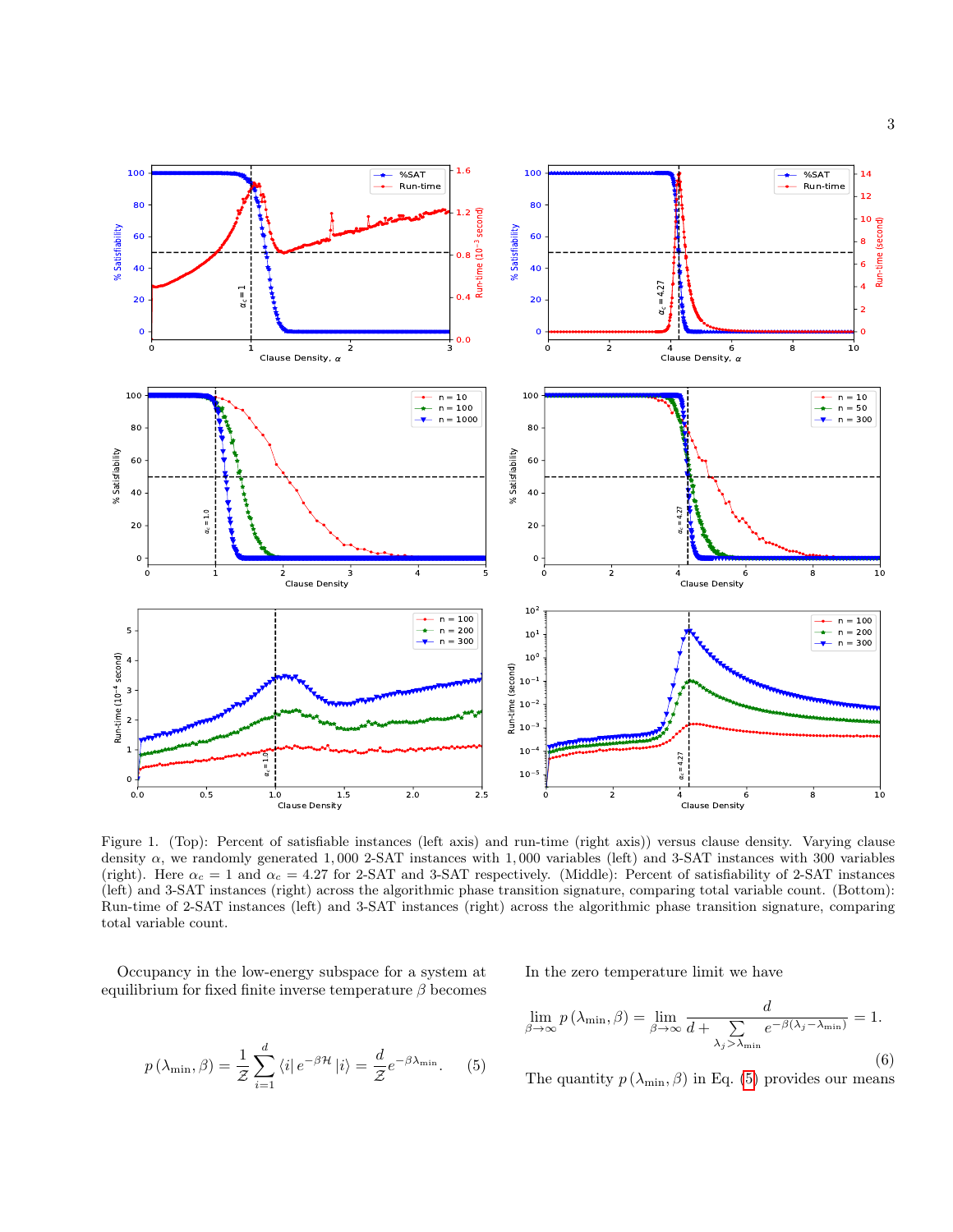Figure 1. (Top): Percent of satisfiable instances (left axis) and run-time (right axis)) versus clause density. Varying clause density $\alpha$, we randomly generated 1,000 2-SAT instances with 1,000 variables (left) and 3-SAT instances with 300 variables (right). Here $\alpha_c = 1$ and $\alpha_c = 4.27$ for 2-SAT and 3-SAT respectively. (Middle): Percent of satisfiability of 2-SAT instances (left) and 3-SAT instances (right) across the algorithmic phase transition signature, comparing total variable count. (Bottom): Run-time of 2-SAT instances (left) and 3-SAT instances (right) across the algorithmic phase transition signature, comparing total variable count.

Occupancy in the low-energy subspace for a system at equilibrium for fixed finite inverse temperature $\beta$ becomes

$$p\left(\lambda_{\min}, \beta\right) = \frac{1}{\mathcal{Z}} \sum_{i=1}^{d} \langle i| e^{-\beta \mathcal{H}} |i\rangle = \frac{d}{\mathcal{Z}} e^{-\beta \lambda_{\min}}. \quad (5)$$

In the zero temperature limit we have

$$\lim_{\beta \to \infty} p\left(\lambda_{\min}, \beta\right) = \lim_{\beta \to \infty} \frac{d}{d + \sum\limits_{\lambda_j > \lambda_{\min}} e^{-\beta\left(\lambda_j - \lambda_{\min}\right)}} = 1. \quad (6)$$

The quantity $p\left(\lambda_{\min}, \beta\right)$ in Eq. (5) provides our means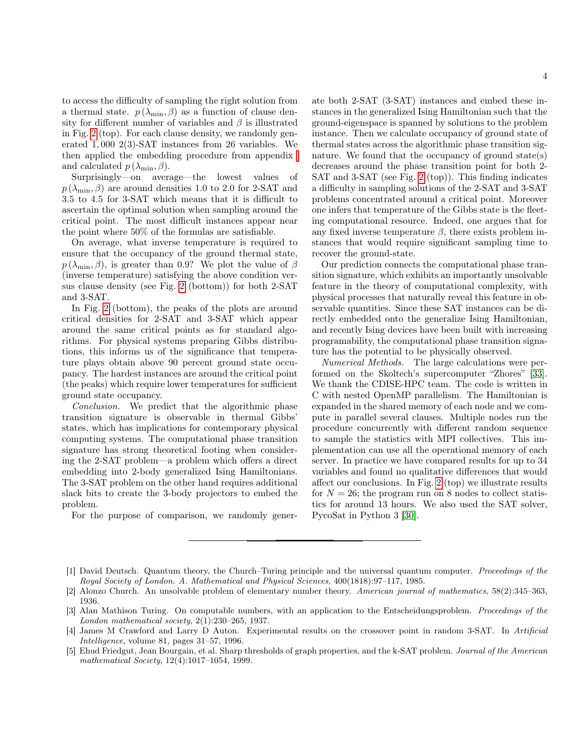to access the difficulty of sampling the right solution from a thermal state. $p(\lambda_{\min}, \beta)$ as a function of clause density for different number of variables and $\beta$ is illustrated in Fig. 2 (top). For each clause density, we randomly generated 1,000 2(3)-SAT instances from 26 variables. We then applied the embedding procedure from appendix I and calculated $p(\lambda_{\min}, \beta)$.

Surprisingly—on average—the lowest values of $p(\lambda_{\min}, \beta)$ are around densities 1.0 to 2.0 for 2-SAT and 3.5 to 4.5 for 3-SAT which means that it is difficult to ascertain the optimal solution when sampling around the critical point. The most difficult instances appear near the point where 50% of the formulas are satisfiable.

On average, what inverse temperature is required to ensure that the occupancy of the ground thermal state, $p(\lambda_{\min}, \beta)$, is greater than 0.9? We plot the value of $\beta$ (inverse temperature) satisfying the above condition versus clause density (see Fig. 2 (bottom)) for both 2-SAT and 3-SAT.

In Fig. 2 (bottom), the peaks of the plots are around critical densities for 2-SAT and 3-SAT which appear around the same critical points as for standard algorithms. For physical systems preparing Gibbs distributions, this informs us of the significance that temperature plays obtain above 90 percent ground state occupancy. The hardest instances are around the critical point (the peaks) which require lower temperatures for sufficient ground state occupancy.

*Conclusion.* We predict that the algorithmic phase transition signature is observable in thermal Gibbs' states, which has implications for contemporary physical computing systems. The computational phase transition signature has strong theoretical footing when considering the 2-SAT problem—a problem which offers a direct embedding into 2-body generalized Ising Hamiltonians. The 3-SAT problem on the other hand requires additional slack bits to create the 3-body projectors to embed the problem.

For the purpose of comparison, we randomly generate both 2-SAT (3-SAT) instances and embed these instances in the generalized Ising Hamiltonian such that the ground-eigenspace is spanned by solutions to the problem instance. Then we calculate occupancy of ground state of thermal states across the algorithmic phase transition signature. We found that the occupancy of ground state(s) decreases around the phase transition point for both 2-SAT and 3-SAT (see Fig. 2 (top)). This finding indicates a difficulty in sampling solutions of the 2-SAT and 3-SAT problems concentrated around a critical point. Moreover one infers that temperature of the Gibbs state is the fleeting computational resource. Indeed, one argues that for any fixed inverse temperature $\beta$, there exists problem instances that would require significant sampling time to recover the ground-state.

Our prediction connects the computational phase transition signature, which exhibits an importantly unsolvable feature in the theory of computational complexity, with physical processes that naturally reveal this feature in observable quantities. Since these SAT instances can be directly embedded onto the generalize Ising Hamiltonian, and recently Ising devices have been built with increasing programability, the computational phase transition signature has the potential to be physically observed.

*Numerical Methods.* The large calculations were performed on the Skoltech's supercomputer "Zhores" [33]. We thank the CDISE-HPC team. The code is written in C with nested OpenMP parallelism. The Hamiltonian is expanded in the shared memory of each node and we compute in parallel several clauses. Multiple nodes run the procedure concurrently with different random sequence to sample the statistics with MPI collectives. This implementation can use all the operational memory of each server. In practice we have compared results for up to 34 variables and found no qualitative differences that would affect our conclusions. In Fig. 2 (top) we illustrate results for $N = 26$; the program run on 8 nodes to collect statistics for around 13 hours. We also used the SAT solver, PycoSat in Python 3 [30].

---

[1] David Deutsch. Quantum theory, the Church–Turing principle and the universal quantum computer. *Proceedings of the Royal Society of London. A. Mathematical and Physical Sciences*, 400(1818):97–117, 1985.

[2] Alonzo Church. An unsolvable problem of elementary number theory. *American journal of mathematics*, 58(2):345–363, 1936.

[3] Alan Mathison Turing. On computable numbers, with an application to the Entscheidungsproblem. *Proceedings of the London mathematical society*, 2(1):230–265, 1937.

[4] James M Crawford and Larry D Auton. Experimental results on the crossover point in random 3-SAT. In *Artificial Intelligence*, volume 81, pages 31–57, 1996.

[5] Ehud Friedgut, Jean Bourgain, et al. Sharp thresholds of graph properties, and the k-SAT problem. *Journal of the American mathematical Society*, 12(4):1017–1054, 1999.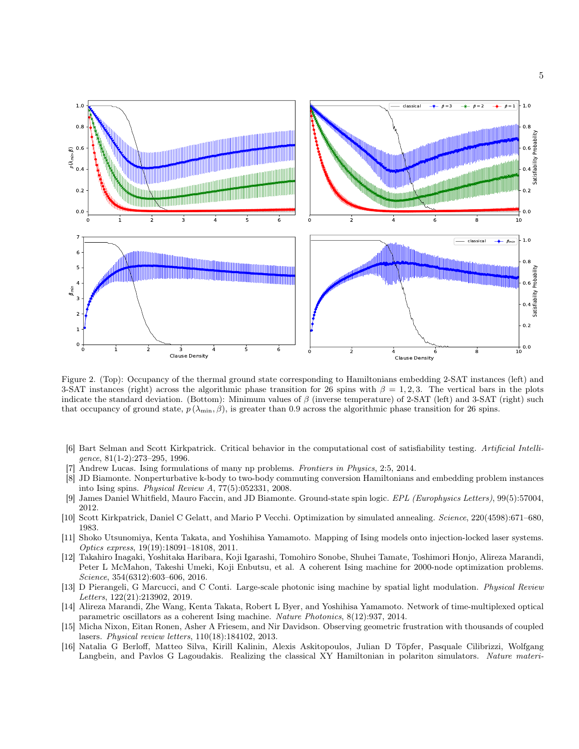Figure 2. (Top): Occupancy of the thermal ground state corresponding to Hamiltonians embedding 2-SAT instances (left) and 3-SAT instances (right) across the algorithmic phase transition for 26 spins with $\beta = 1, 2, 3$. The vertical bars in the plots indicate the standard deviation. (Bottom): Minimum values of $\beta$ (inverse temperature) of 2-SAT (left) and 3-SAT (right) such that occupancy of ground state, $p(\lambda_{\min}, \beta)$, is greater than 0.9 across the algorithmic phase transition for 26 spins.

[6] Bart Selman and Scott Kirkpatrick. Critical behavior in the computational cost of satisfiability testing. *Artificial Intelligence*, 81(1-2):273–295, 1996.

[7] Andrew Lucas. Ising formulations of many np problems. *Frontiers in Physics*, 2:5, 2014.

[8] JD Biamonte. Nonperturbative k-body to two-body commuting conversion Hamiltonians and embedding problem instances into Ising spins. *Physical Review A*, 77(5):052331, 2008.

[9] James Daniel Whitfield, Mauro Faccin, and JD Biamonte. Ground-state spin logic. *EPL (Europhysics Letters)*, 99(5):57004, 2012.

[10] Scott Kirkpatrick, Daniel C Gelatt, and Mario P Vecchi. Optimization by simulated annealing. *Science*, 220(4598):671–680, 1983.

[11] Shoko Utsunomiya, Kenta Takata, and Yoshihisa Yamamoto. Mapping of Ising models onto injection-locked laser systems. *Optics express*, 19(19):18091–18108, 2011.

[12] Takahiro Inagaki, Yoshitaka Haribara, Koji Igarashi, Tomohiro Sonobe, Shuhei Tamate, Toshimori Honjo, Alireza Marandi, Peter L McMahon, Takeshi Umeki, Koji Enbutsu, et al. A coherent Ising machine for 2000-node optimization problems. *Science*, 354(6312):603–606, 2016.

[13] D Pierangeli, G Marcucci, and C Conti. Large-scale photonic ising machine by spatial light modulation. *Physical Review Letters*, 122(21):213902, 2019.

[14] Alireza Marandi, Zhe Wang, Kenta Takata, Robert L Byer, and Yoshihisa Yamamoto. Network of time-multiplexed optical parametric oscillators as a coherent Ising machine. *Nature Photonics*, 8(12):937, 2014.

[15] Micha Nixon, Eitan Ronen, Asher A Friesem, and Nir Davidson. Observing geometric frustration with thousands of coupled lasers. *Physical review letters*, 110(18):184102, 2013.

[16] Natalia G Berloff, Matteo Silva, Kirill Kalinin, Alexis Askitopoulos, Julian D Töpfer, Pasquale Cilibrizzi, Wolfgang Langbein, and Pavlos G Lagoudakis. Realizing the classical XY Hamiltonian in polariton simulators. *Nature materi-*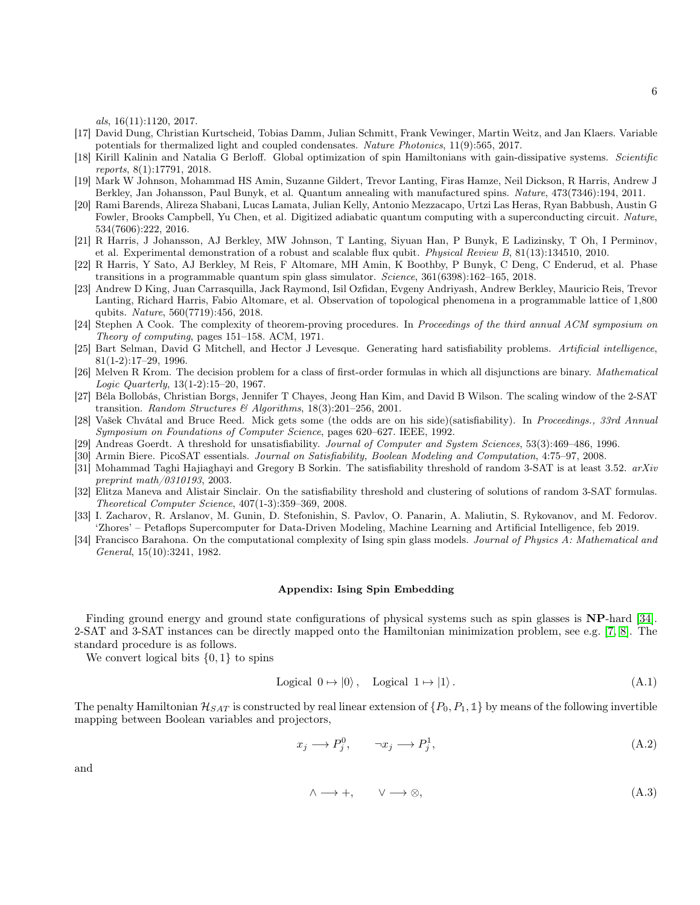*als*, 16(11):1120, 2017.

[17] David Dung, Christian Kurtscheid, Tobias Damm, Julian Schmitt, Frank Vewinger, Martin Weitz, and Jan Klaers. Variable potentials for thermalized light and coupled condensates. *Nature Photonics*, 11(9):565, 2017.

[18] Kirill Kalinin and Natalia G Berloff. Global optimization of spin Hamiltonians with gain-dissipative systems. *Scientific reports*, 8(1):17791, 2018.

[19] Mark W Johnson, Mohammad HS Amin, Suzanne Gildert, Trevor Lanting, Firas Hamze, Neil Dickson, R Harris, Andrew J Berkley, Jan Johansson, Paul Bunyk, et al. Quantum annealing with manufactured spins. *Nature*, 473(7346):194, 2011.

[20] Rami Barends, Alireza Shabani, Lucas Lamata, Julian Kelly, Antonio Mezzacapo, Urtzi Las Heras, Ryan Babbush, Austin G Fowler, Brooks Campbell, Yu Chen, et al. Digitized adiabatic quantum computing with a superconducting circuit. *Nature*, 534(7606):222, 2016.

[21] R Harris, J Johansson, AJ Berkley, MW Johnson, T Lanting, Siyuan Han, P Bunyk, E Ladizinsky, T Oh, I Perminov, et al. Experimental demonstration of a robust and scalable flux qubit. *Physical Review B*, 81(13):134510, 2010.

[22] R Harris, Y Sato, AJ Berkley, M Reis, F Altomare, MH Amin, K Boothby, P Bunyk, C Deng, C Enderud, et al. Phase transitions in a programmable quantum spin glass simulator. *Science*, 361(6398):162–165, 2018.

[23] Andrew D King, Juan Carrasquilla, Jack Raymond, Isil Ozfidan, Evgeny Andriyash, Andrew Berkley, Mauricio Reis, Trevor Lanting, Richard Harris, Fabio Altomare, et al. Observation of topological phenomena in a programmable lattice of 1,800 qubits. *Nature*, 560(7719):456, 2018.

[24] Stephen A Cook. The complexity of theorem-proving procedures. In *Proceedings of the third annual ACM symposium on Theory of computing*, pages 151–158. ACM, 1971.

[25] Bart Selman, David G Mitchell, and Hector J Levesque. Generating hard satisfiability problems. *Artificial intelligence*, 81(1-2):17–29, 1996.

[26] Melven R Krom. The decision problem for a class of first-order formulas in which all disjunctions are binary. *Mathematical Logic Quarterly*, 13(1-2):15–20, 1967.

[27] Béla Bollobás, Christian Borgs, Jennifer T Chayes, Jeong Han Kim, and David B Wilson. The scaling window of the 2-SAT transition. *Random Structures & Algorithms*, 18(3):201–256, 2001.

[28] Vašek Chvátal and Bruce Reed. Mick gets some (the odds are on his side)(satisfiability). In *Proceedings., 33rd Annual Symposium on Foundations of Computer Science*, pages 620–627. IEEE, 1992.

[29] Andreas Goerdt. A threshold for unsatisfiability. *Journal of Computer and System Sciences*, 53(3):469–486, 1996.

[30] Armin Biere. PicoSAT essentials. *Journal on Satisfiability, Boolean Modeling and Computation*, 4:75–97, 2008.

[31] Mohammad Taghi Hajiaghayi and Gregory B Sorkin. The satisfiability threshold of random 3-SAT is at least 3.52. *arXiv preprint math/0310193*, 2003.

[32] Elitza Maneva and Alistair Sinclair. On the satisfiability threshold and clustering of solutions of random 3-SAT formulas. *Theoretical Computer Science*, 407(1-3):359–369, 2008.

[33] I. Zacharov, R. Arslanov, M. Gunin, D. Stefonishin, S. Pavlov, O. Panarin, A. Maliutin, S. Rykovanov, and M. Fedorov. 'Zhores' – Petaflops Supercomputer for Data-Driven Modeling, Machine Learning and Artificial Intelligence, feb 2019.

[34] Francisco Barahona. On the computational complexity of Ising spin glass models. *Journal of Physics A: Mathematical and General*, 15(10):3241, 1982.

## Appendix: Ising Spin Embedding

Finding ground energy and ground state configurations of physical systems such as spin glasses is **NP**-hard [34]. 2-SAT and 3-SAT instances can be directly mapped onto the Hamiltonian minimization problem, see e.g. [7, 8]. The standard procedure is as follows.

We convert logical bits $\{0, 1\}$ to spins

$$\text{Logical } 0 \mapsto |0\rangle\,, \quad \text{Logical } 1 \mapsto |1\rangle\,. \tag{A.1}$$

The penalty Hamiltonian $\mathcal{H}_{SAT}$ is constructed by real linear extension of $\{P_0, P_1, \mathbb{1}\}$ by means of the following invertible mapping between Boolean variables and projectors,

$$x_j \longrightarrow P_j^0, \qquad \neg x_j \longrightarrow P_j^1, \tag{A.2}$$

and

$$\wedge \longrightarrow +, \qquad \vee \longrightarrow \otimes, \tag{A.3}$$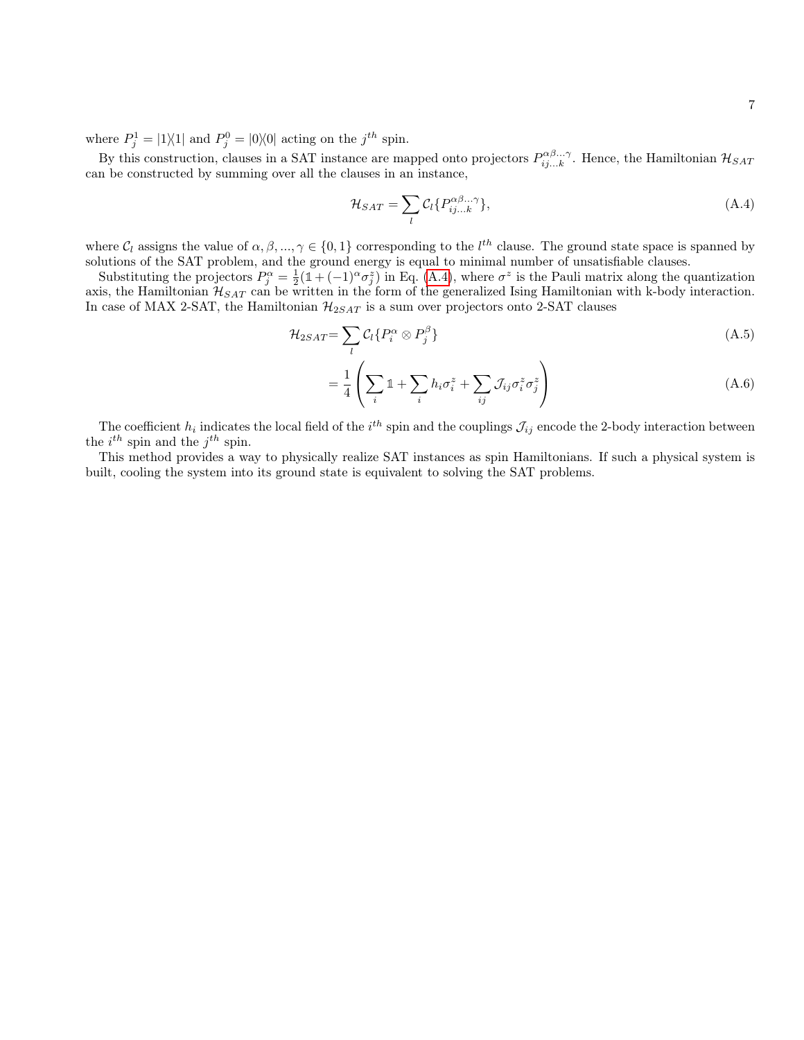where $P_j^1 = |1\rangle\langle 1|$ and $P_j^0 = |0\rangle\langle 0|$ acting on the $j^{th}$ spin.

By this construction, clauses in a SAT instance are mapped onto projectors $P_{ij\ldots k}^{\alpha\beta\ldots\gamma}$. Hence, the Hamiltonian $\mathcal{H}_{SAT}$ can be constructed by summing over all the clauses in an instance,

$$\mathcal{H}_{SAT} = \sum_l \mathcal{C}_l\{P_{ij\ldots k}^{\alpha\beta\ldots\gamma}\}, \tag{A.4}$$

where $\mathcal{C}_l$ assigns the value of $\alpha, \beta, \ldots, \gamma \in \{0, 1\}$ corresponding to the $l^{th}$ clause. The ground state space is spanned by solutions of the SAT problem, and the ground energy is equal to minimal number of unsatisfiable clauses.

Substituting the projectors $P_j^\alpha = \frac{1}{2}(\mathbb{1} + (-1)^\alpha \sigma_j^z)$ in Eq. (A.4), where $\sigma^z$ is the Pauli matrix along the quantization axis, the Hamiltonian $\mathcal{H}_{SAT}$ can be written in the form of the generalized Ising Hamiltonian with k-body interaction. In case of MAX 2-SAT, the Hamiltonian $\mathcal{H}_{2SAT}$ is a sum over projectors onto 2-SAT clauses

$$\mathcal{H}_{2SAT} = \sum_l \mathcal{C}_l\{P_i^\alpha \otimes P_j^\beta\} \tag{A.5}$$

$$= \frac{1}{4}\left(\sum_i \mathbb{1} + \sum_i h_i \sigma_i^z + \sum_{ij} \mathcal{J}_{ij} \sigma_i^z \sigma_j^z\right) \tag{A.6}$$

The coefficient $h_i$ indicates the local field of the $i^{th}$ spin and the couplings $\mathcal{J}_{ij}$ encode the 2-body interaction between the $i^{th}$ spin and the $j^{th}$ spin.

This method provides a way to physically realize SAT instances as spin Hamiltonians. If such a physical system is built, cooling the system into its ground state is equivalent to solving the SAT problems.